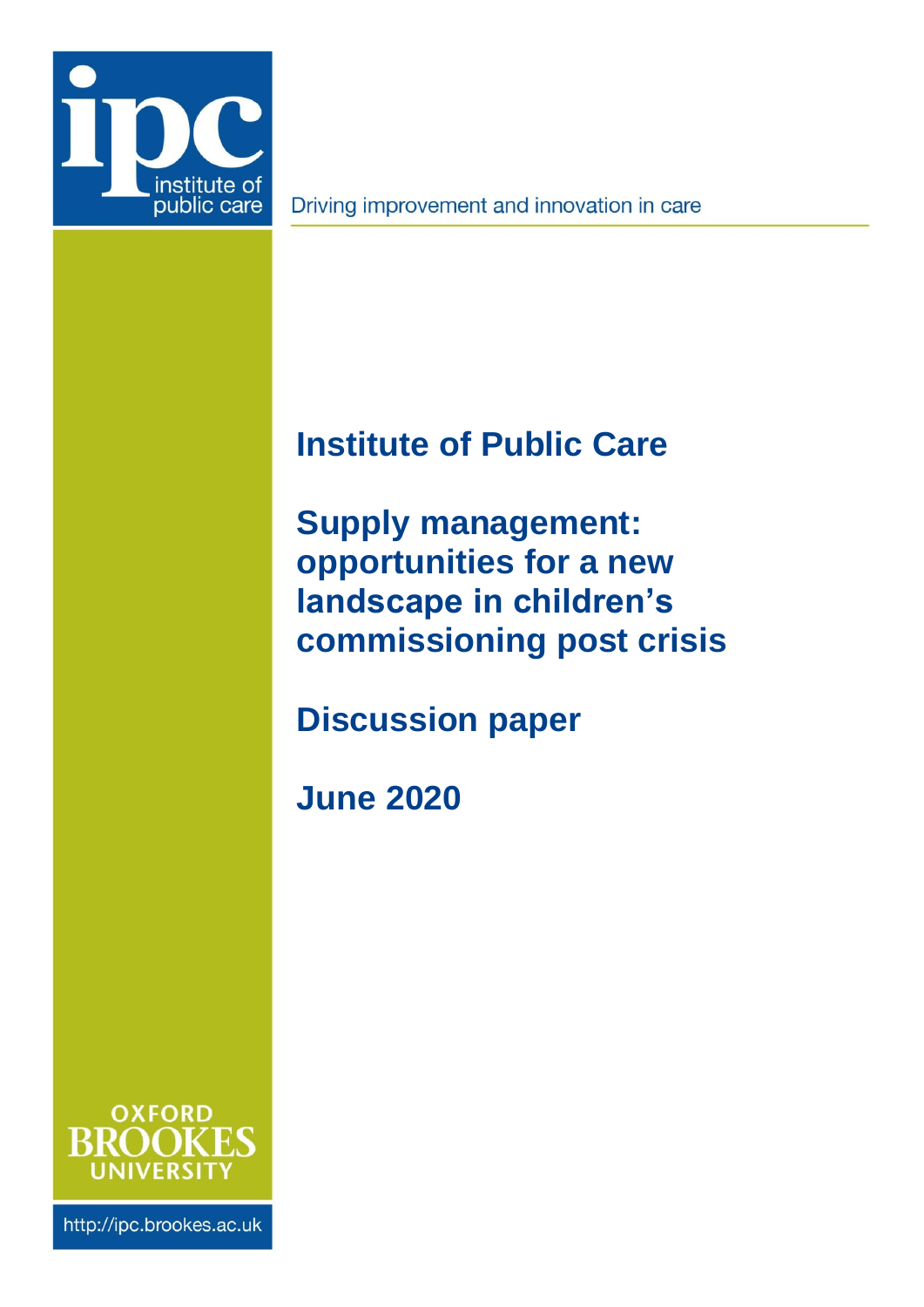ipc institute of public care

Driving improvement and innovation in care

# Institute of Public Care

# Supply management: opportunities for a new landscape in children's commissioning post crisis

## Discussion paper

## June 2020

OXFORD BROOKES UNIVERSITY

http://ipc.brookes.ac.uk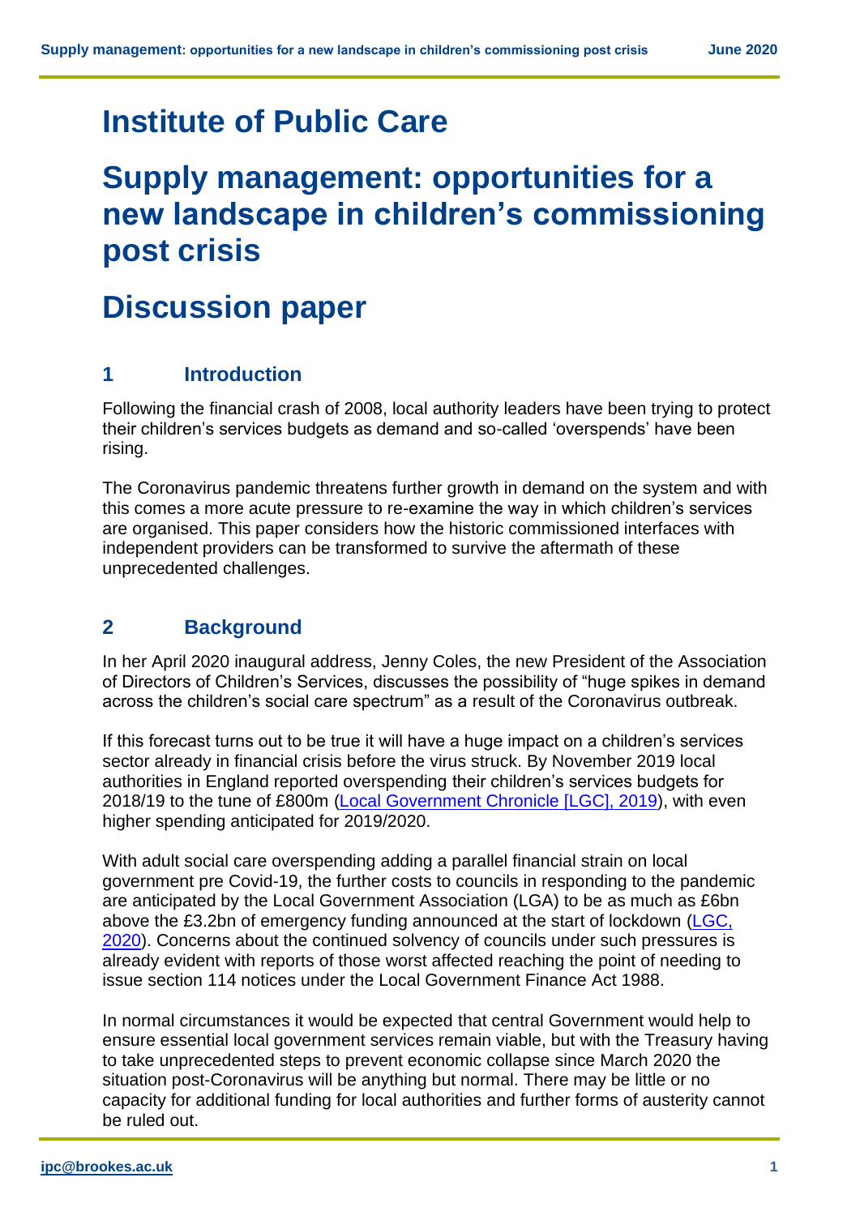# Institute of Public Care

# Supply management: opportunities for a new landscape in children's commissioning post crisis

# Discussion paper

## 1 Introduction

Following the financial crash of 2008, local authority leaders have been trying to protect their children's services budgets as demand and so-called 'overspends' have been rising.

The Coronavirus pandemic threatens further growth in demand on the system and with this comes a more acute pressure to re-examine the way in which children's services are organised. This paper considers how the historic commissioned interfaces with independent providers can be transformed to survive the aftermath of these unprecedented challenges.

## 2 Background

In her April 2020 inaugural address, Jenny Coles, the new President of the Association of Directors of Children's Services, discusses the possibility of "huge spikes in demand across the children's social care spectrum" as a result of the Coronavirus outbreak.

If this forecast turns out to be true it will have a huge impact on a children's services sector already in financial crisis before the virus struck. By November 2019 local authorities in England reported overspending their children's services budgets for 2018/19 to the tune of £800m (Local Government Chronicle [LGC], 2019), with even higher spending anticipated for 2019/2020.

With adult social care overspending adding a parallel financial strain on local government pre Covid-19, the further costs to councils in responding to the pandemic are anticipated by the Local Government Association (LGA) to be as much as £6bn above the £3.2bn of emergency funding announced at the start of lockdown (LGC, 2020). Concerns about the continued solvency of councils under such pressures is already evident with reports of those worst affected reaching the point of needing to issue section 114 notices under the Local Government Finance Act 1988.

In normal circumstances it would be expected that central Government would help to ensure essential local government services remain viable, but with the Treasury having to take unprecedented steps to prevent economic collapse since March 2020 the situation post-Coronavirus will be anything but normal. There may be little or no capacity for additional funding for local authorities and further forms of austerity cannot be ruled out.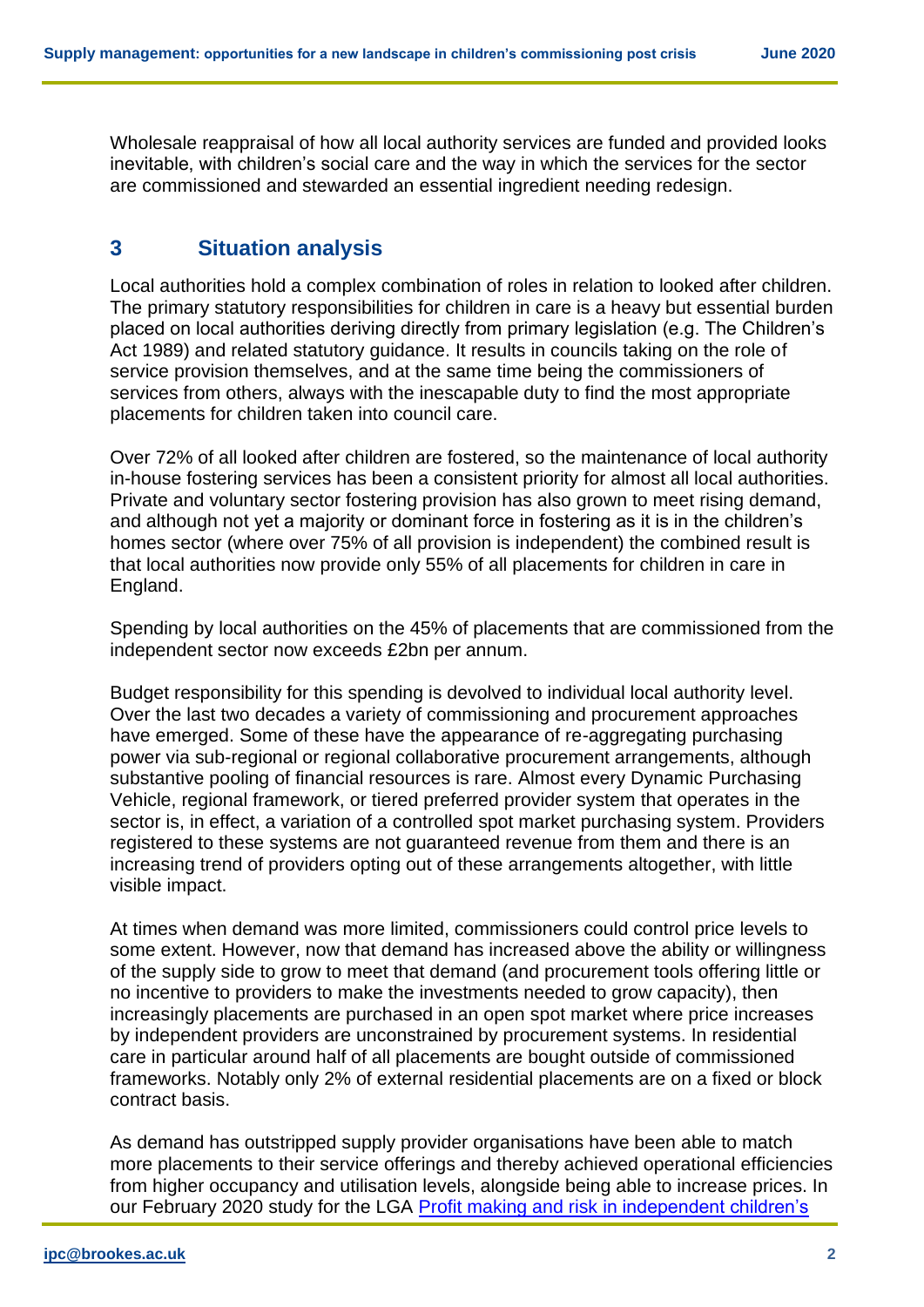Wholesale reappraisal of how all local authority services are funded and provided looks inevitable, with children's social care and the way in which the services for the sector are commissioned and stewarded an essential ingredient needing redesign.

## 3 Situation analysis

Local authorities hold a complex combination of roles in relation to looked after children. The primary statutory responsibilities for children in care is a heavy but essential burden placed on local authorities deriving directly from primary legislation (e.g. The Children's Act 1989) and related statutory guidance. It results in councils taking on the role of service provision themselves, and at the same time being the commissioners of services from others, always with the inescapable duty to find the most appropriate placements for children taken into council care.

Over 72% of all looked after children are fostered, so the maintenance of local authority in-house fostering services has been a consistent priority for almost all local authorities. Private and voluntary sector fostering provision has also grown to meet rising demand, and although not yet a majority or dominant force in fostering as it is in the children's homes sector (where over 75% of all provision is independent) the combined result is that local authorities now provide only 55% of all placements for children in care in England.

Spending by local authorities on the 45% of placements that are commissioned from the independent sector now exceeds £2bn per annum.

Budget responsibility for this spending is devolved to individual local authority level. Over the last two decades a variety of commissioning and procurement approaches have emerged. Some of these have the appearance of re-aggregating purchasing power via sub-regional or regional collaborative procurement arrangements, although substantive pooling of financial resources is rare. Almost every Dynamic Purchasing Vehicle, regional framework, or tiered preferred provider system that operates in the sector is, in effect, a variation of a controlled spot market purchasing system. Providers registered to these systems are not guaranteed revenue from them and there is an increasing trend of providers opting out of these arrangements altogether, with little visible impact.

At times when demand was more limited, commissioners could control price levels to some extent. However, now that demand has increased above the ability or willingness of the supply side to grow to meet that demand (and procurement tools offering little or no incentive to providers to make the investments needed to grow capacity), then increasingly placements are purchased in an open spot market where price increases by independent providers are unconstrained by procurement systems. In residential care in particular around half of all placements are bought outside of commissioned frameworks. Notably only 2% of external residential placements are on a fixed or block contract basis.

As demand has outstripped supply provider organisations have been able to match more placements to their service offerings and thereby achieved operational efficiencies from higher occupancy and utilisation levels, alongside being able to increase prices. In our February 2020 study for the LGA Profit making and risk in independent children's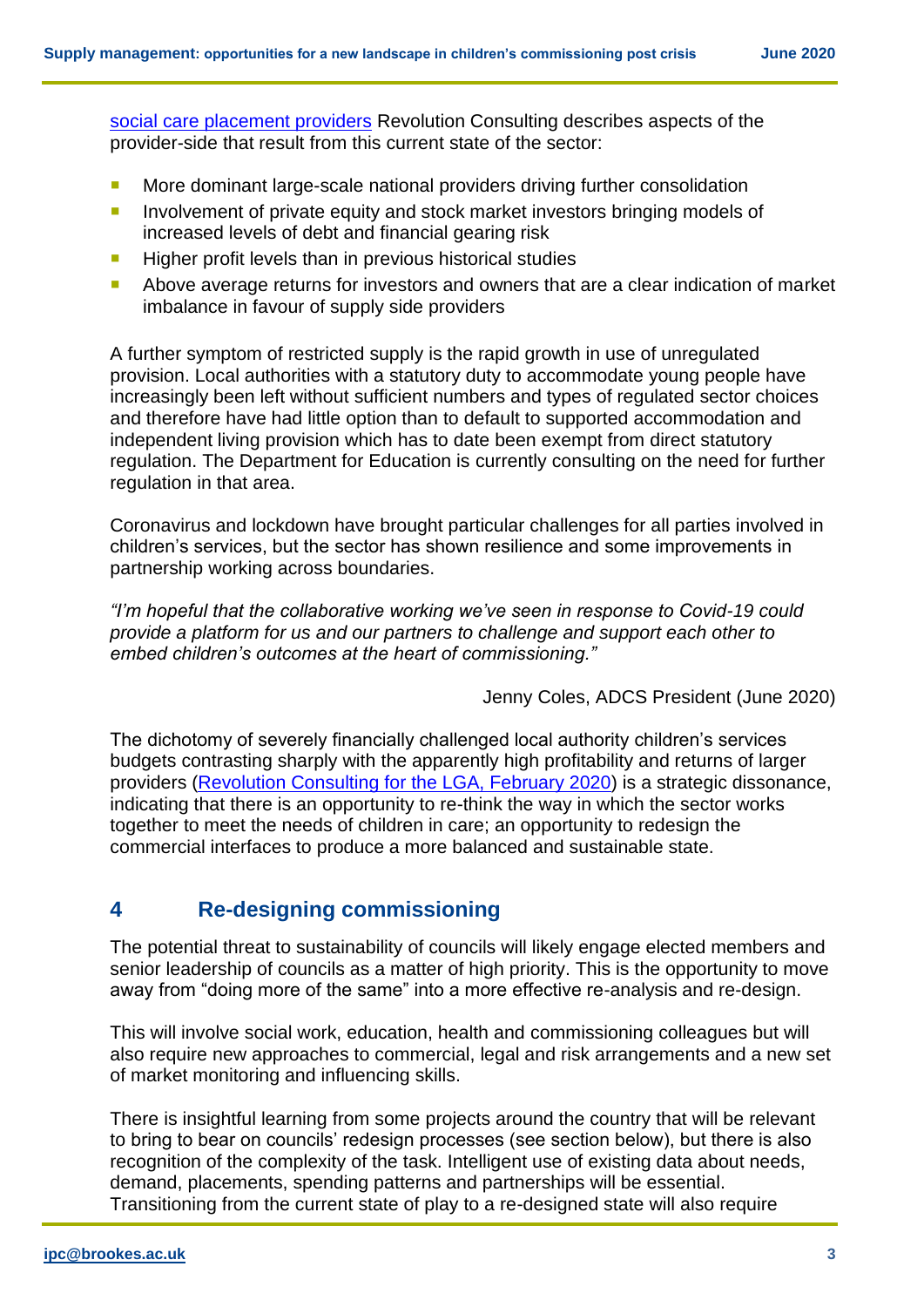social care placement providers Revolution Consulting describes aspects of the provider-side that result from this current state of the sector:

- More dominant large-scale national providers driving further consolidation
- Involvement of private equity and stock market investors bringing models of increased levels of debt and financial gearing risk
- Higher profit levels than in previous historical studies
- Above average returns for investors and owners that are a clear indication of market imbalance in favour of supply side providers

A further symptom of restricted supply is the rapid growth in use of unregulated provision. Local authorities with a statutory duty to accommodate young people have increasingly been left without sufficient numbers and types of regulated sector choices and therefore have had little option than to default to supported accommodation and independent living provision which has to date been exempt from direct statutory regulation. The Department for Education is currently consulting on the need for further regulation in that area.

Coronavirus and lockdown have brought particular challenges for all parties involved in children's services, but the sector has shown resilience and some improvements in partnership working across boundaries.

*"I'm hopeful that the collaborative working we've seen in response to Covid-19 could provide a platform for us and our partners to challenge and support each other to embed children's outcomes at the heart of commissioning."*

Jenny Coles, ADCS President (June 2020)

The dichotomy of severely financially challenged local authority children's services budgets contrasting sharply with the apparently high profitability and returns of larger providers (Revolution Consulting for the LGA, February 2020) is a strategic dissonance, indicating that there is an opportunity to re-think the way in which the sector works together to meet the needs of children in care; an opportunity to redesign the commercial interfaces to produce a more balanced and sustainable state.

## 4 Re-designing commissioning

The potential threat to sustainability of councils will likely engage elected members and senior leadership of councils as a matter of high priority. This is the opportunity to move away from "doing more of the same" into a more effective re-analysis and re-design.

This will involve social work, education, health and commissioning colleagues but will also require new approaches to commercial, legal and risk arrangements and a new set of market monitoring and influencing skills.

There is insightful learning from some projects around the country that will be relevant to bring to bear on councils' redesign processes (see section below), but there is also recognition of the complexity of the task. Intelligent use of existing data about needs, demand, placements, spending patterns and partnerships will be essential. Transitioning from the current state of play to a re-designed state will also require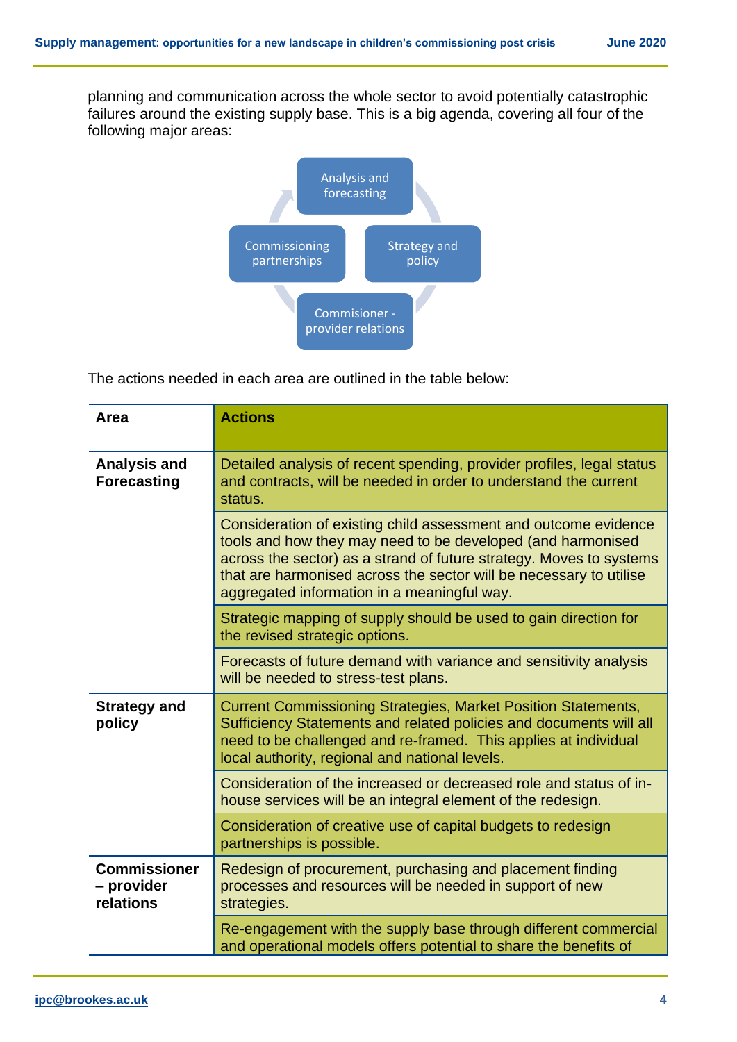planning and communication across the whole sector to avoid potentially catastrophic failures around the existing supply base. This is a big agenda, covering all four of the following major areas:

- Analysis and forecasting
- Strategy and policy
- Commisioner - provider relations
- Commissioning partnerships

The actions needed in each area are outlined in the table below:

| Area | Actions |
|---|---|
| **Analysis and Forecasting** | Detailed analysis of recent spending, provider profiles, legal status and contracts, will be needed in order to understand the current status. |
| | Consideration of existing child assessment and outcome evidence tools and how they may need to be developed (and harmonised across the sector) as a strand of future strategy. Moves to systems that are harmonised across the sector will be necessary to utilise aggregated information in a meaningful way. |
| | Strategic mapping of supply should be used to gain direction for the revised strategic options. |
| | Forecasts of future demand with variance and sensitivity analysis will be needed to stress-test plans. |
| **Strategy and policy** | Current Commissioning Strategies, Market Position Statements, Sufficiency Statements and related policies and documents will all need to be challenged and re-framed. This applies at individual local authority, regional and national levels. |
| | Consideration of the increased or decreased role and status of in-house services will be an integral element of the redesign. |
| | Consideration of creative use of capital budgets to redesign partnerships is possible. |
| **Commissioner – provider relations** | Redesign of procurement, purchasing and placement finding processes and resources will be needed in support of new strategies. |
| | Re-engagement with the supply base through different commercial and operational models offers potential to share the benefits of |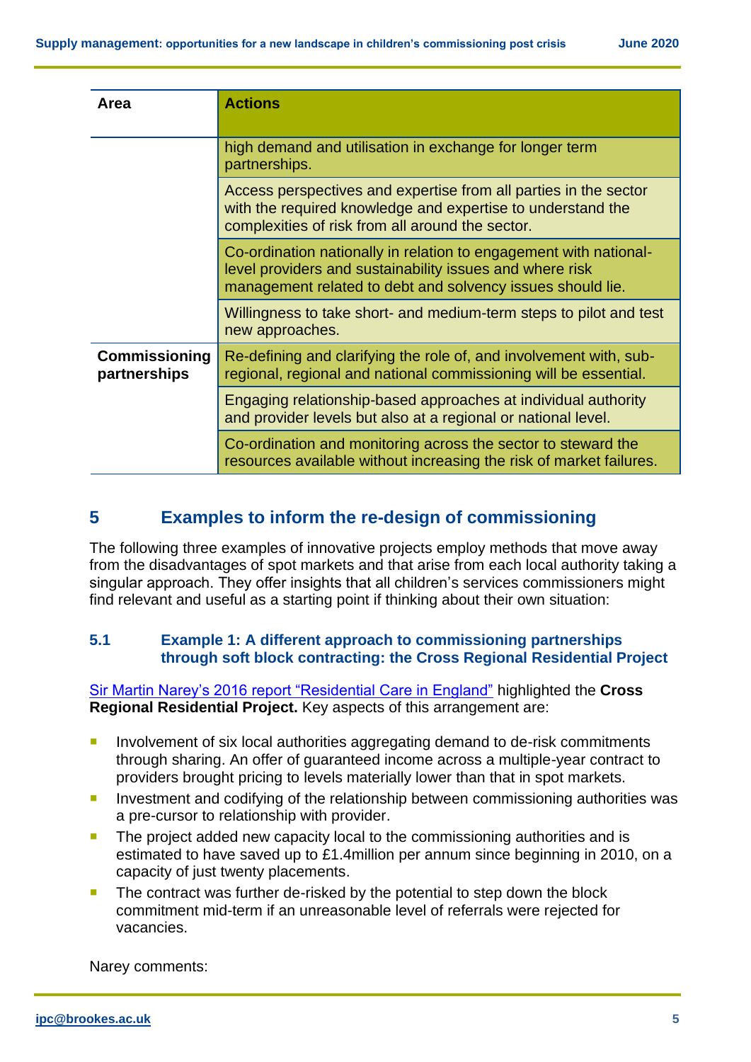| Area | Actions |
|---|---|
| | high demand and utilisation in exchange for longer term partnerships. |
| | Access perspectives and expertise from all parties in the sector with the required knowledge and expertise to understand the complexities of risk from all around the sector. |
| | Co-ordination nationally in relation to engagement with national-level providers and sustainability issues and where risk management related to debt and solvency issues should lie. |
| | Willingness to take short- and medium-term steps to pilot and test new approaches. |
| **Commissioning partnerships** | Re-defining and clarifying the role of, and involvement with, sub-regional, regional and national commissioning will be essential. |
| | Engaging relationship-based approaches at individual authority and provider levels but also at a regional or national level. |
| | Co-ordination and monitoring across the sector to steward the resources available without increasing the risk of market failures. |

## 5 Examples to inform the re-design of commissioning

The following three examples of innovative projects employ methods that move away from the disadvantages of spot markets and that arise from each local authority taking a singular approach. They offer insights that all children's services commissioners might find relevant and useful as a starting point if thinking about their own situation:

### 5.1 Example 1: A different approach to commissioning partnerships through soft block contracting: the Cross Regional Residential Project

Sir Martin Narey's 2016 report "Residential Care in England" highlighted the **Cross Regional Residential Project.** Key aspects of this arrangement are:

- Involvement of six local authorities aggregating demand to de-risk commitments through sharing. An offer of guaranteed income across a multiple-year contract to providers brought pricing to levels materially lower than that in spot markets.
- Investment and codifying of the relationship between commissioning authorities was a pre-cursor to relationship with provider.
- The project added new capacity local to the commissioning authorities and is estimated to have saved up to £1.4million per annum since beginning in 2010, on a capacity of just twenty placements.
- The contract was further de-risked by the potential to step down the block commitment mid-term if an unreasonable level of referrals were rejected for vacancies.

Narey comments: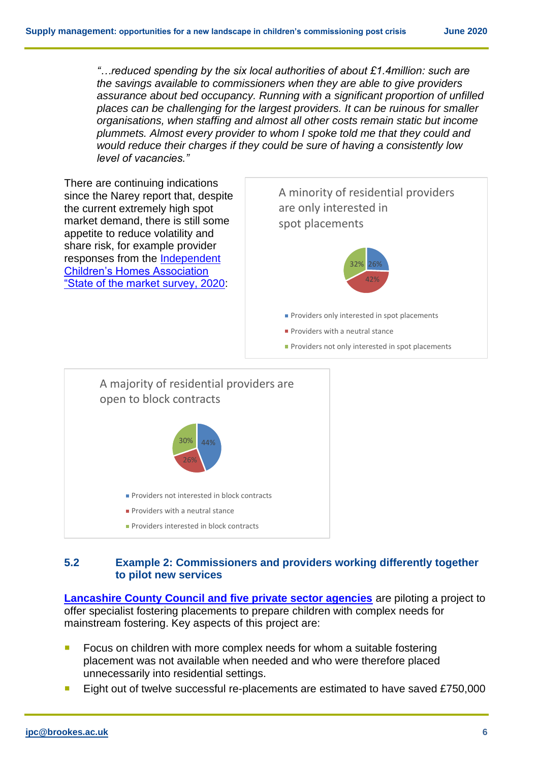*"…reduced spending by the six local authorities of about £1.4million: such are the savings available to commissioners when they are able to give providers assurance about bed occupancy. Running with a significant proportion of unfilled places can be challenging for the largest providers. It can be ruinous for smaller organisations, when staffing and almost all other costs remain static but income plummets. Almost every provider to whom I spoke told me that they could and would reduce their charges if they could be sure of having a consistently low level of vacancies."*

There are continuing indications since the Narey report that, despite the current extremely high spot market demand, there is still some appetite to reduce volatility and share risk, for example provider responses from the [Independent Children's Homes Association "State of the market survey, 2020"]:

A minority of residential providers are only interested in spot placements

- Providers only interested in spot placements: 26%
- Providers with a neutral stance: 42%
- Providers not only interested in spot placements: 32%

A majority of residential providers are open to block contracts

- Providers not interested in block contracts: 44%
- Providers with a neutral stance: 26%
- Providers interested in block contracts: 30%

### 5.2 Example 2: Commissioners and providers working differently together to pilot new services

**[Lancashire County Council and five private sector agencies]** are piloting a project to offer specialist fostering placements to prepare children with complex needs for mainstream fostering. Key aspects of this project are:

- Focus on children with more complex needs for whom a suitable fostering placement was not available when needed and who were therefore placed unnecessarily into residential settings.
- Eight out of twelve successful re-placements are estimated to have saved £750,000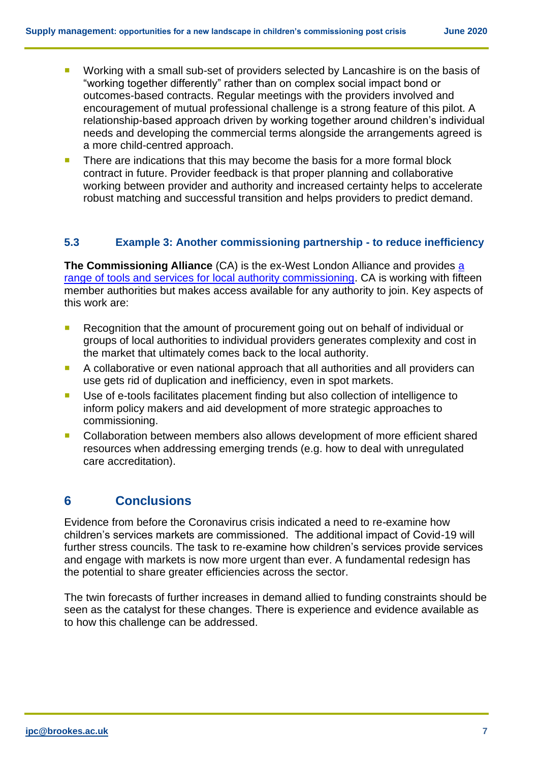- Working with a small sub-set of providers selected by Lancashire is on the basis of "working together differently" rather than on complex social impact bond or outcomes-based contracts. Regular meetings with the providers involved and encouragement of mutual professional challenge is a strong feature of this pilot. A relationship-based approach driven by working together around children's individual needs and developing the commercial terms alongside the arrangements agreed is a more child-centred approach.
- There are indications that this may become the basis for a more formal block contract in future. Provider feedback is that proper planning and collaborative working between provider and authority and increased certainty helps to accelerate robust matching and successful transition and helps providers to predict demand.

### 5.3 Example 3: Another commissioning partnership - to reduce inefficiency

**The Commissioning Alliance** (CA) is the ex-West London Alliance and provides a range of tools and services for local authority commissioning. CA is working with fifteen member authorities but makes access available for any authority to join. Key aspects of this work are:

- Recognition that the amount of procurement going out on behalf of individual or groups of local authorities to individual providers generates complexity and cost in the market that ultimately comes back to the local authority.
- A collaborative or even national approach that all authorities and all providers can use gets rid of duplication and inefficiency, even in spot markets.
- Use of e-tools facilitates placement finding but also collection of intelligence to inform policy makers and aid development of more strategic approaches to commissioning.
- Collaboration between members also allows development of more efficient shared resources when addressing emerging trends (e.g. how to deal with unregulated care accreditation).

## 6 Conclusions

Evidence from before the Coronavirus crisis indicated a need to re-examine how children's services markets are commissioned. The additional impact of Covid-19 will further stress councils. The task to re-examine how children's services provide services and engage with markets is now more urgent than ever. A fundamental redesign has the potential to share greater efficiencies across the sector.

The twin forecasts of further increases in demand allied to funding constraints should be seen as the catalyst for these changes. There is experience and evidence available as to how this challenge can be addressed.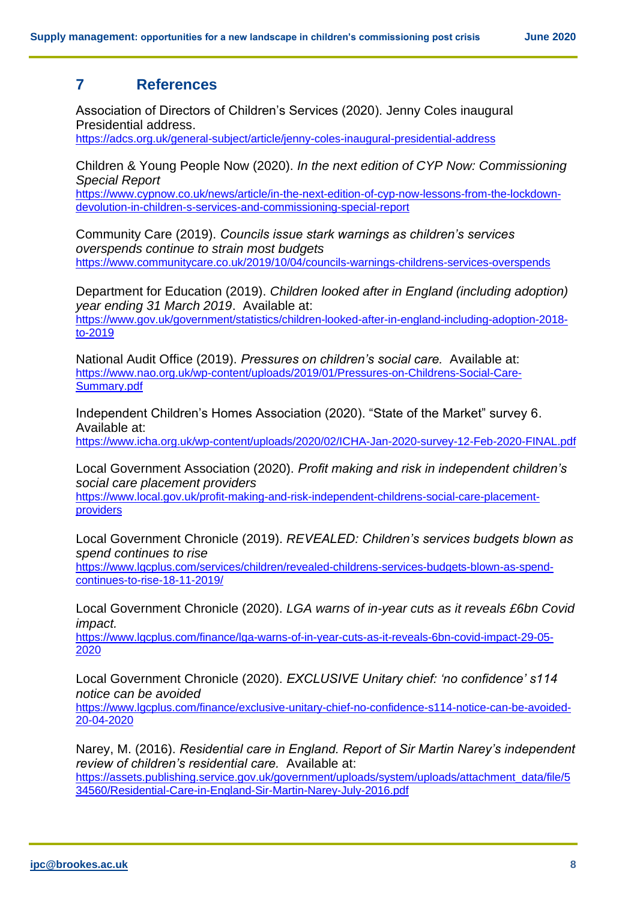## 7 References

Association of Directors of Children's Services (2020). Jenny Coles inaugural Presidential address.
https://adcs.org.uk/general-subject/article/jenny-coles-inaugural-presidential-address

Children & Young People Now (2020). *In the next edition of CYP Now: Commissioning Special Report*
https://www.cypnow.co.uk/news/article/in-the-next-edition-of-cyp-now-lessons-from-the-lockdown-devolution-in-children-s-services-and-commissioning-special-report

Community Care (2019). *Councils issue stark warnings as children's services overspends continue to strain most budgets*
https://www.communitycare.co.uk/2019/10/04/councils-warnings-childrens-services-overspends

Department for Education (2019). *Children looked after in England (including adoption) year ending 31 March 2019*. Available at:
https://www.gov.uk/government/statistics/children-looked-after-in-england-including-adoption-2018-to-2019

National Audit Office (2019). *Pressures on children's social care.* Available at:
https://www.nao.org.uk/wp-content/uploads/2019/01/Pressures-on-Childrens-Social-Care-Summary.pdf

Independent Children's Homes Association (2020). "State of the Market" survey 6. Available at:
https://www.icha.org.uk/wp-content/uploads/2020/02/ICHA-Jan-2020-survey-12-Feb-2020-FINAL.pdf

Local Government Association (2020). *Profit making and risk in independent children's social care placement providers*
https://www.local.gov.uk/profit-making-and-risk-independent-childrens-social-care-placement-providers

Local Government Chronicle (2019). *REVEALED: Children's services budgets blown as spend continues to rise*
https://www.lgcplus.com/services/children/revealed-childrens-services-budgets-blown-as-spend-continues-to-rise-18-11-2019/

Local Government Chronicle (2020). *LGA warns of in-year cuts as it reveals £6bn Covid impact.*
https://www.lgcplus.com/finance/lga-warns-of-in-year-cuts-as-it-reveals-6bn-covid-impact-29-05-2020

Local Government Chronicle (2020). *EXCLUSIVE Unitary chief: 'no confidence' s114 notice can be avoided*
https://www.lgcplus.com/finance/exclusive-unitary-chief-no-confidence-s114-notice-can-be-avoided-20-04-2020

Narey, M. (2016). *Residential care in England. Report of Sir Martin Narey's independent review of children's residential care.* Available at:
https://assets.publishing.service.gov.uk/government/uploads/system/uploads/attachment_data/file/534560/Residential-Care-in-England-Sir-Martin-Narey-July-2016.pdf